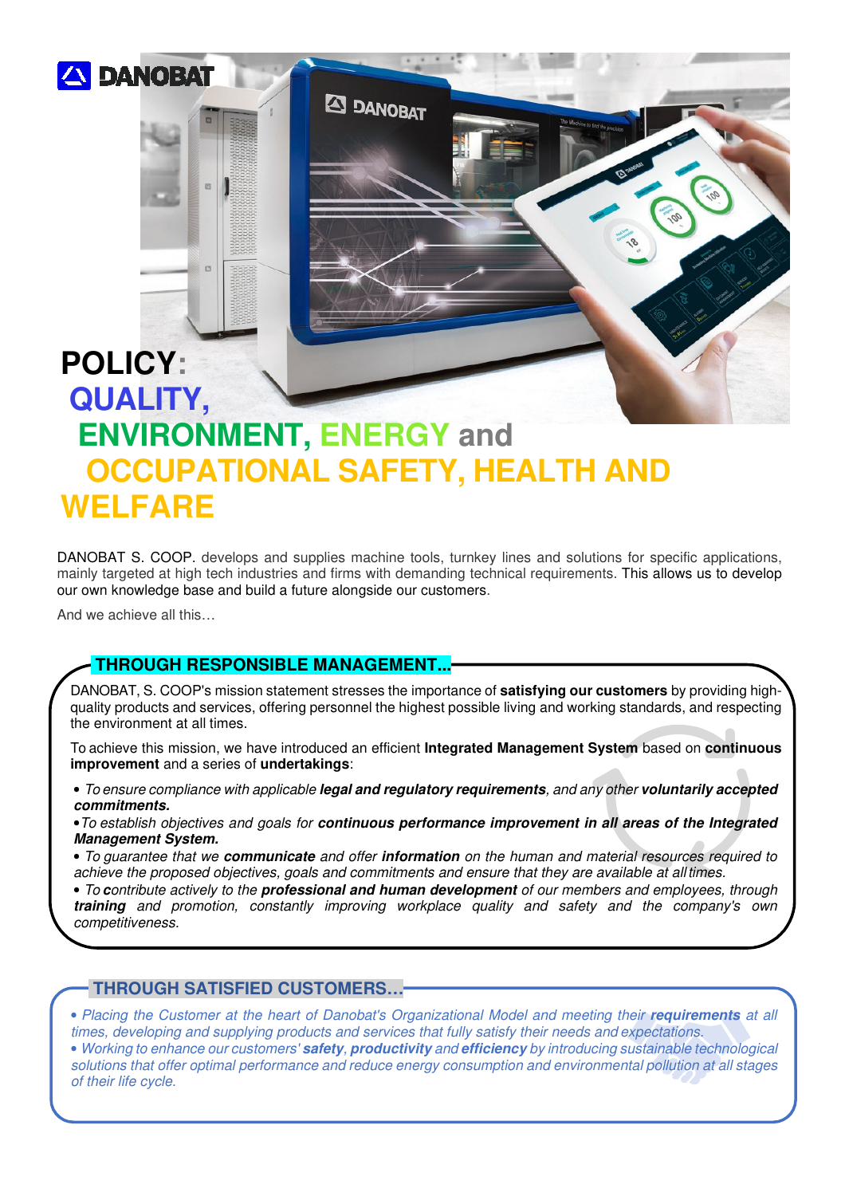# POLICY: QUALITY, ENVIRONMENT, ENERGY and OCCUPATIONAL SAFETY, HEALTH AND WELFARE

DANOBAT S. COOP. develops and supplies machine tools, turnkey lines and solutions for specific applications, mainly targeted at high tech industries and firms with demanding technical requirements. This allows us to develop our own knowledge base and build a future alongside our customers.

And we achieve all this…

## THROUGH RESPONSIBLE MANAGEMENT...

DANOBAT, S. COOP's mission statement stresses the importance of **satisfying our customers** by providing high-quality products and services, offering personnel the highest possible living and working standards, and respecting the environment at all times.

To achieve this mission, we have introduced an efficient **Integrated Management System** based on **continuous improvement** and a series of **undertakings**:

- *To ensure compliance with applicable* ***legal and regulatory requirements****, and any other* ***voluntarily accepted commitments.***
- *To establish objectives and goals for* ***continuous performance improvement in all areas of the Integrated Management System.***
- *To guarantee that we* ***communicate*** *and offer* ***information*** *on the human and material resources required to achieve the proposed objectives, goals and commitments and ensure that they are available at all times.*
- *To contribute actively to the* ***professional and human development*** *of our members and employees, through* ***training*** *and promotion, constantly improving workplace quality and safety and the company's own competitiveness.*

## THROUGH SATISFIED CUSTOMERS...

- *Placing the Customer at the heart of Danobat's Organizational Model and meeting their* ***requirements*** *at all times, developing and supplying products and services that fully satisfy their needs and expectations.*
- *Working to enhance our customers'* ***safety***, ***productivity*** *and* ***efficiency*** *by introducing sustainable technological solutions that offer optimal performance and reduce energy consumption and environmental pollution at all stages of their life cycle.*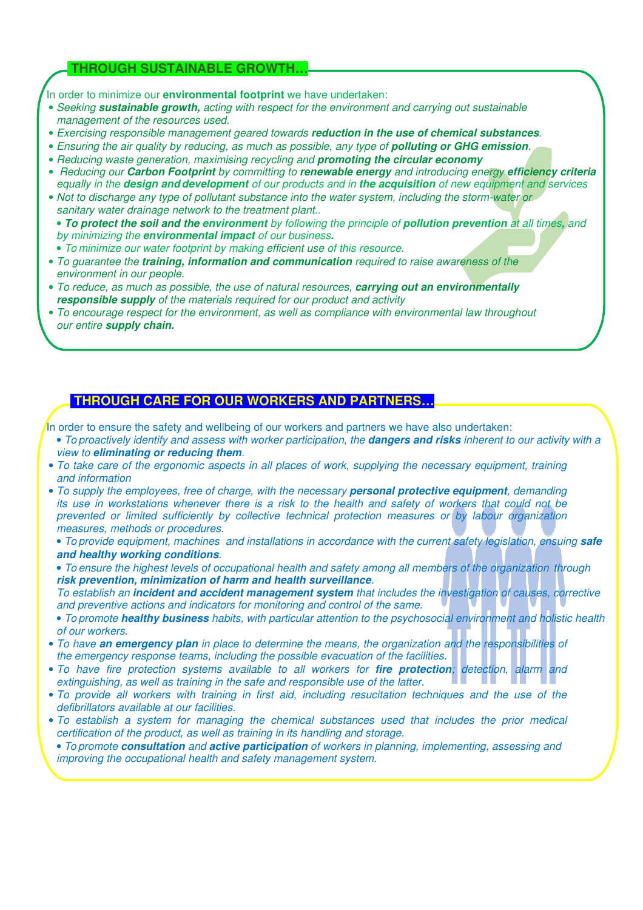## THROUGH SUSTAINABLE GROWTH…

In order to minimize our **environmental footprint** we have undertaken:

- *Seeking **sustainable growth,** acting with respect for the environment and carrying out sustainable management of the resources used.*
- *Exercising responsible management geared towards **reduction in the use of chemical substances**.*
- *Ensuring the air quality by reducing, as much as possible, any type of **polluting or GHG emission**.*
- *Reducing waste generation, maximising recycling and **promoting the circular economy***
- *Reducing our **Carbon Footprint** by committing to **renewable energy** and introducing energy **efficiency criteria** equally in the **design and development** of our products and in **the acquisition** of new equipment and services*
- *Not to discharge any type of pollutant substance into the water system, including the storm-water or sanitary water drainage network to the treatment plant..*
- ***To protect the soil and the environment** by following the principle of **pollution prevention** at all times, and by minimizing the **environmental impact** of our business.*
- *To minimize our water footprint by making efficient use of this resource.*
- *To guarantee the **training, information and communication** required to raise awareness of the environment in our people.*
- *To reduce, as much as possible, the use of natural resources, **carrying out an environmentally responsible supply** of the materials required for our product and activity*
- *To encourage respect for the environment, as well as compliance with environmental law throughout our entire **supply chain.***

## THROUGH CARE FOR OUR WORKERS AND PARTNERS…

In order to ensure the safety and wellbeing of our workers and partners we have also undertaken:

- *To proactively identify and assess with worker participation, the **dangers and risks** inherent to our activity with a view to **eliminating or reducing them**.*
- *To take care of the ergonomic aspects in all places of work, supplying the necessary equipment, training and information*
- *To supply the employees, free of charge, with the necessary **personal protective equipment**, demanding its use in workstations whenever there is a risk to the health and safety of workers that could not be prevented or limited sufficiently by collective technical protection measures or by labour organization measures, methods or procedures.*
- *To provide equipment, machines and installations in accordance with the current safety legislation, ensuing **safe and healthy working conditions**.*
- *To ensure the highest levels of occupational health and safety among all members of the organization through **risk prevention, minimization of harm and health surveillance**.*
  *To establish an **incident and accident management system** that includes the investigation of causes, corrective and preventive actions and indicators for monitoring and control of the same.*
- *To promote **healthy business** habits, with particular attention to the psychosocial environment and holistic health of our workers.*
- *To have **an emergency plan** in place to determine the means, the organization and the responsibilities of the emergency response teams, including the possible evacuation of the facilities.*
- *To have fire protection systems available to all workers for **fire protection**; detection, alarm and extinguishing, as well as training in the safe and responsible use of the latter.*
- *To provide all workers with training in first aid, including resucitation techniques and the use of the defibrillators available at our facilities.*
- *To establish a system for managing the chemical substances used that includes the prior medical certification of the product, as well as training in its handling and storage.*
- *To promote **consultation** and **active participation** of workers in planning, implementing, assessing and improving the occupational health and safety management system.*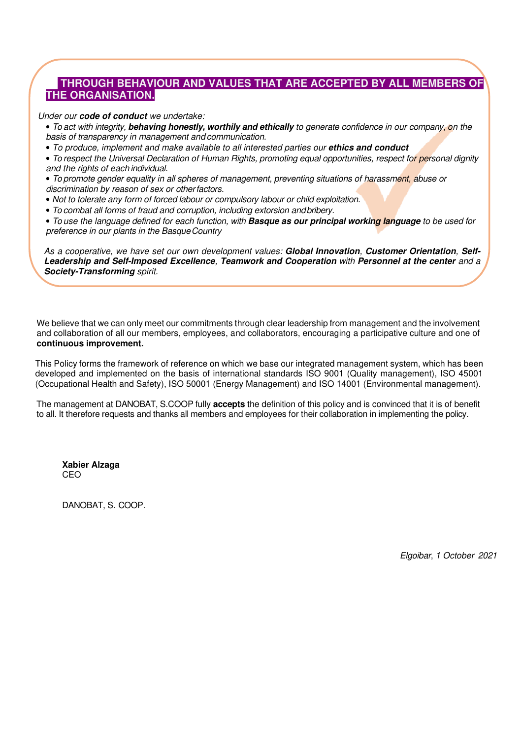## THROUGH BEHAVIOUR AND VALUES THAT ARE ACCEPTED BY ALL MEMBERS OF THE ORGANISATION.

*Under our **code of conduct** we undertake:*

- *To act with integrity, **behaving honestly, worthily and ethically** to generate confidence in our company, on the basis of transparency in management and communication.*
- *To produce, implement and make available to all interested parties our **ethics and conduct***
- *To respect the Universal Declaration of Human Rights, promoting equal opportunities, respect for personal dignity and the rights of each individual.*
- *To promote gender equality in all spheres of management, preventing situations of harassment, abuse or discrimination by reason of sex or other factors.*
- *Not to tolerate any form of forced labour or compulsory labour or child exploitation.*
- *To combat all forms of fraud and corruption, including extorsion and bribery.*
- *To use the language defined for each function, with **Basque as our principal working language** to be used for preference in our plants in the Basque Country*

*As a cooperative, we have set our own development values: **Global Innovation**, **Customer Orientation**, **Self-Leadership and Self-Imposed Excellence**, **Teamwork and Cooperation** with **Personnel at the center** and a **Society-Transforming** spirit.*

We believe that we can only meet our commitments through clear leadership from management and the involvement and collaboration of all our members, employees, and collaborators, encouraging a participative culture and one of **continuous improvement.**

This Policy forms the framework of reference on which we base our integrated management system, which has been developed and implemented on the basis of international standards ISO 9001 (Quality management), ISO 45001 (Occupational Health and Safety), ISO 50001 (Energy Management) and ISO 14001 (Environmental management).

The management at DANOBAT, S.COOP fully **accepts** the definition of this policy and is convinced that it is of benefit to all. It therefore requests and thanks all members and employees for their collaboration in implementing the policy.

**Xabier Alzaga**
CEO

DANOBAT, S. COOP.

*Elgoibar, 1 October 2021*